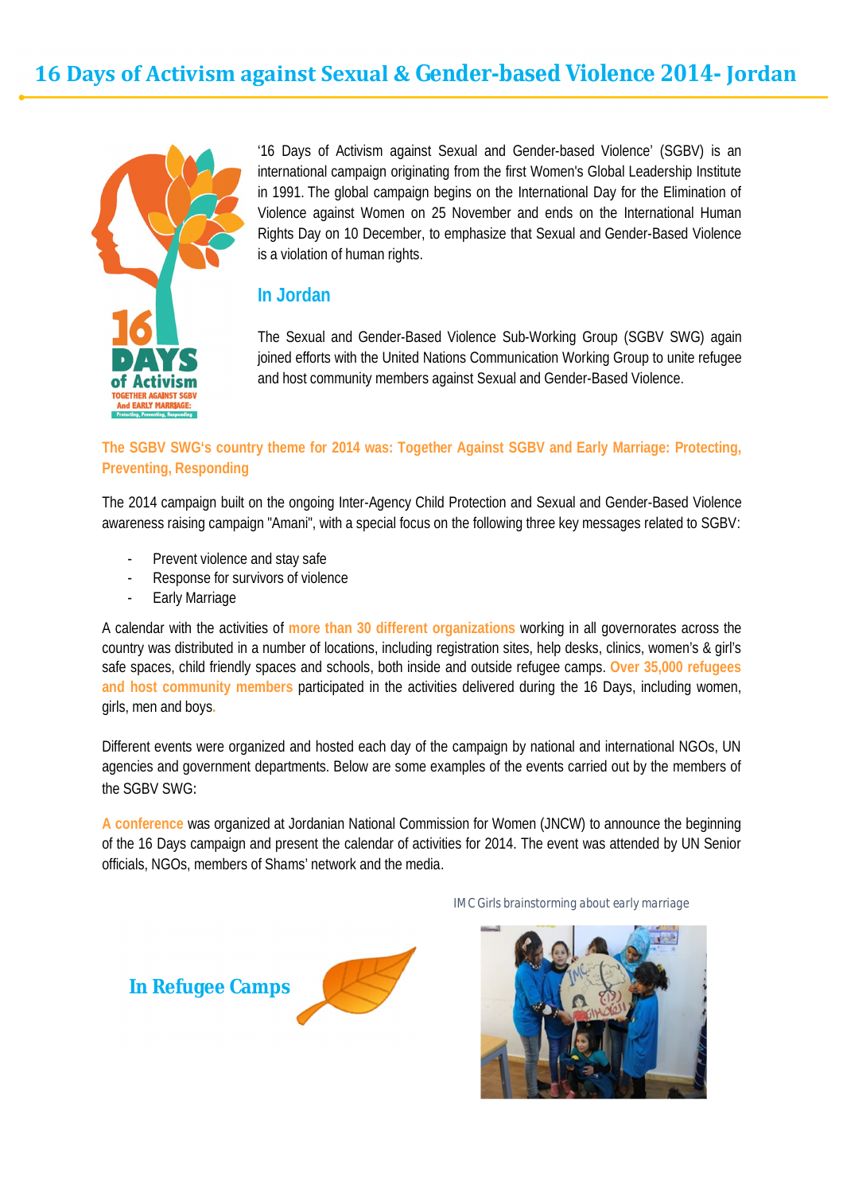# 16 Days of Activism against Sexual & Gender-based Violence 2014- Jordan

'16 Days of Activism against Sexual and Gender-based Violence' (SGBV) is an international campaign originating from the first Women's Global Leadership Institute in 1991. The global campaign begins on the International Day for the Elimination of Violence against Women on 25 November and ends on the International Human Rights Day on 10 December, to emphasize that Sexual and Gender-Based Violence is a violation of human rights.

## In Jordan

The Sexual and Gender-Based Violence Sub-Working Group (SGBV SWG) again joined efforts with the United Nations Communication Working Group to unite refugee and host community members against Sexual and Gender-Based Violence.

**The SGBV SWG's country theme for 2014 was: Together Against SGBV and Early Marriage: Protecting, Preventing, Responding**

The 2014 campaign built on the ongoing Inter-Agency Child Protection and Sexual and Gender-Based Violence awareness raising campaign "Amani", with a special focus on the following three key messages related to SGBV:

- Prevent violence and stay safe
- Response for survivors of violence
- Early Marriage

A calendar with the activities of **more than 30 different organizations** working in all governorates across the country was distributed in a number of locations, including registration sites, help desks, clinics, women's & girl's safe spaces, child friendly spaces and schools, both inside and outside refugee camps. **Over 35,000 refugees and host community members** participated in the activities delivered during the 16 Days, including women, girls, men and boys.

Different events were organized and hosted each day of the campaign by national and international NGOs, UN agencies and government departments. Below are some examples of the events carried out by the members of the SGBV SWG:

**A conference** was organized at Jordanian National Commission for Women (JNCW) to announce the beginning of the 16 Days campaign and present the calendar of activities for 2014. The event was attended by UN Senior officials, NGOs, members of Shams' network and the media.

*IMC Girls brainstorming about early marriage*

## In Refugee Camps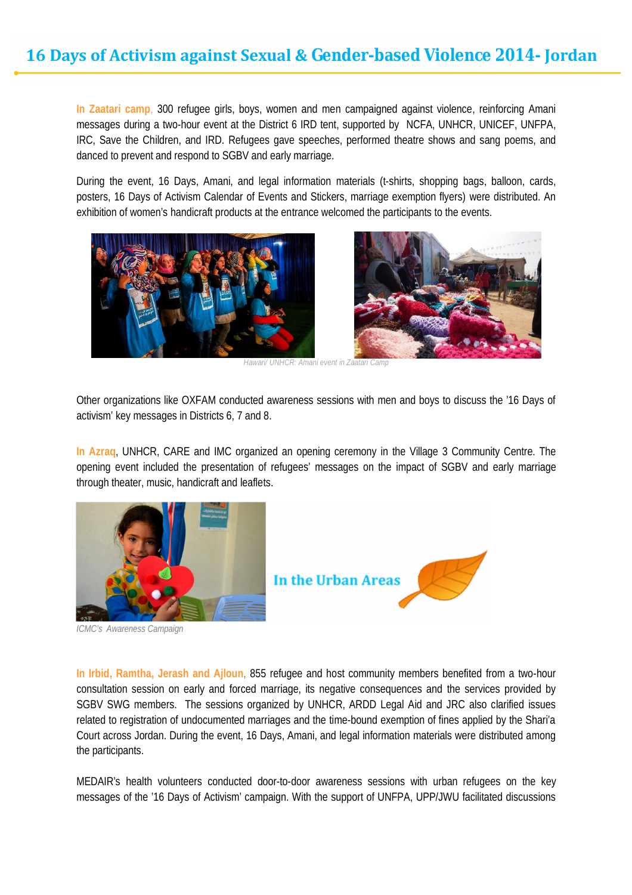# 16 Days of Activism against Sexual & Gender-based Violence 2014- Jordan

**In Zaatari camp,** 300 refugee girls, boys, women and men campaigned against violence, reinforcing Amani messages during a two-hour event at the District 6 IRD tent, supported by NCFA, UNHCR, UNICEF, UNFPA, IRC, Save the Children, and IRD. Refugees gave speeches, performed theatre shows and sang poems, and danced to prevent and respond to SGBV and early marriage.

During the event, 16 Days, Amani, and legal information materials (t-shirts, shopping bags, balloon, cards, posters, 16 Days of Activism Calendar of Events and Stickers, marriage exemption flyers) were distributed. An exhibition of women's handicraft products at the entrance welcomed the participants to the events.

*Hawari/ UNHCR: Amani event in Zaatari Camp*

Other organizations like OXFAM conducted awareness sessions with men and boys to discuss the '16 Days of activism' key messages in Districts 6, 7 and 8.

**In Azraq**, UNHCR, CARE and IMC organized an opening ceremony in the Village 3 Community Centre. The opening event included the presentation of refugees' messages on the impact of SGBV and early marriage through theater, music, handicraft and leaflets.

*ICMC's Awareness Campaign*

## In the Urban Areas

**In Irbid, Ramtha, Jerash and Ajloun,** 855 refugee and host community members benefited from a two-hour consultation session on early and forced marriage, its negative consequences and the services provided by SGBV SWG members. The sessions organized by UNHCR, ARDD Legal Aid and JRC also clarified issues related to registration of undocumented marriages and the time-bound exemption of fines applied by the Shari'a Court across Jordan. During the event, 16 Days, Amani, and legal information materials were distributed among the participants.

MEDAIR's health volunteers conducted door-to-door awareness sessions with urban refugees on the key messages of the '16 Days of Activism' campaign. With the support of UNFPA, UPP/JWU facilitated discussions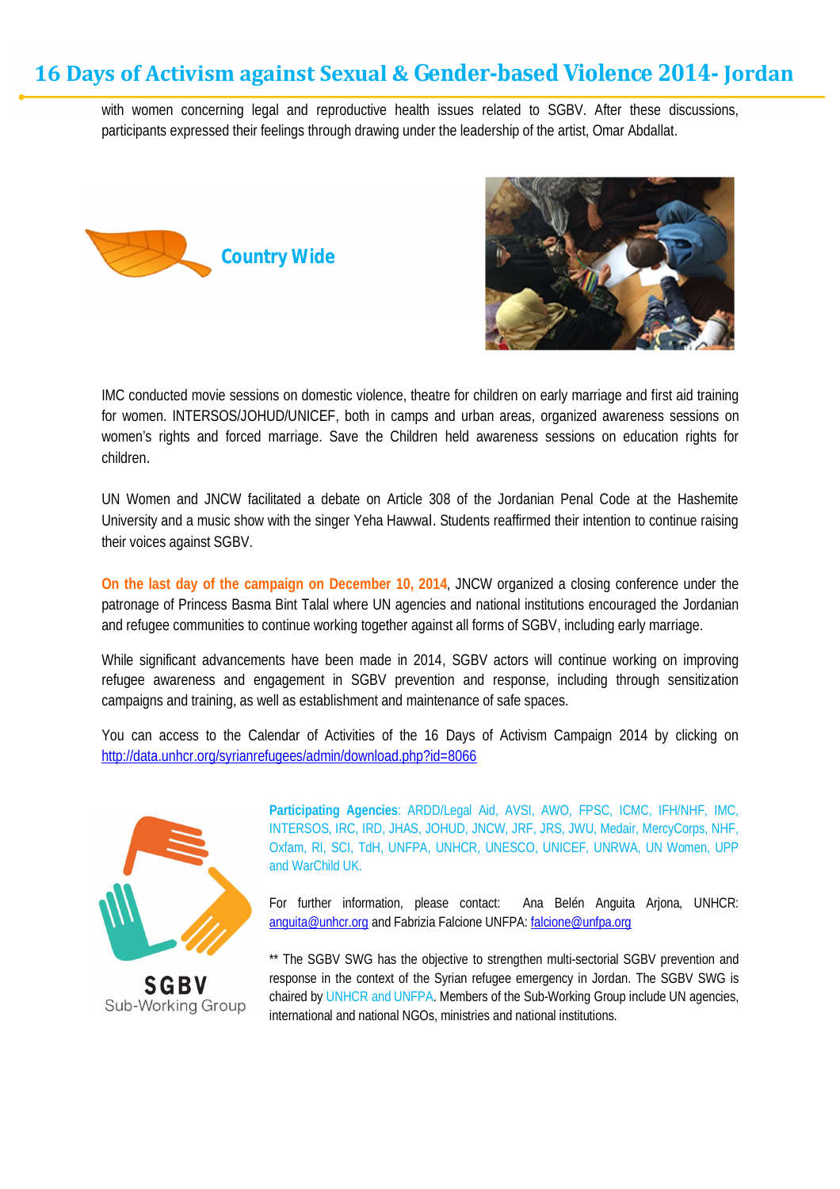with women concerning legal and reproductive health issues related to SGBV. After these discussions, participants expressed their feelings through drawing under the leadership of the artist, Omar Abdallat.

## Country Wide

IMC conducted movie sessions on domestic violence, theatre for children on early marriage and first aid training for women. INTERSOS/JOHUD/UNICEF, both in camps and urban areas, organized awareness sessions on women's rights and forced marriage. Save the Children held awareness sessions on education rights for children.

UN Women and JNCW facilitated a debate on Article 308 of the Jordanian Penal Code at the Hashemite University and a music show with the singer Yeha Hawwal. Students reaffirmed their intention to continue raising their voices against SGBV.

**On the last day of the campaign on December 10, 2014**, JNCW organized a closing conference under the patronage of Princess Basma Bint Talal where UN agencies and national institutions encouraged the Jordanian and refugee communities to continue working together against all forms of SGBV, including early marriage.

While significant advancements have been made in 2014, SGBV actors will continue working on improving refugee awareness and engagement in SGBV prevention and response, including through sensitization campaigns and training, as well as establishment and maintenance of safe spaces.

You can access to the Calendar of Activities of the 16 Days of Activism Campaign 2014 by clicking on http://data.unhcr.org/syrianrefugees/admin/download.php?id=8066

SGBV
Sub-Working Group

**Participating Agencies**: ARDD/Legal Aid, AVSI, AWO, FPSC, ICMC, IFH/NHF, IMC, INTERSOS, IRC, IRD, JHAS, JOHUD, JNCW, JRF, JRS, JWU, Medair, MercyCorps, NHF, Oxfam, RI, SCI, TdH, UNFPA, UNHCR, UNESCO, UNICEF, UNRWA, UN Women, UPP and WarChild UK.

For further information, please contact: Ana Belén Anguita Arjona, UNHCR: anguita@unhcr.org and Fabrizia Falcione UNFPA: falcione@unfpa.org

** The SGBV SWG has the objective to strengthen multi-sectorial SGBV prevention and response in the context of the Syrian refugee emergency in Jordan. The SGBV SWG is chaired by UNHCR and UNFPA. Members of the Sub-Working Group include UN agencies, international and national NGOs, ministries and national institutions.